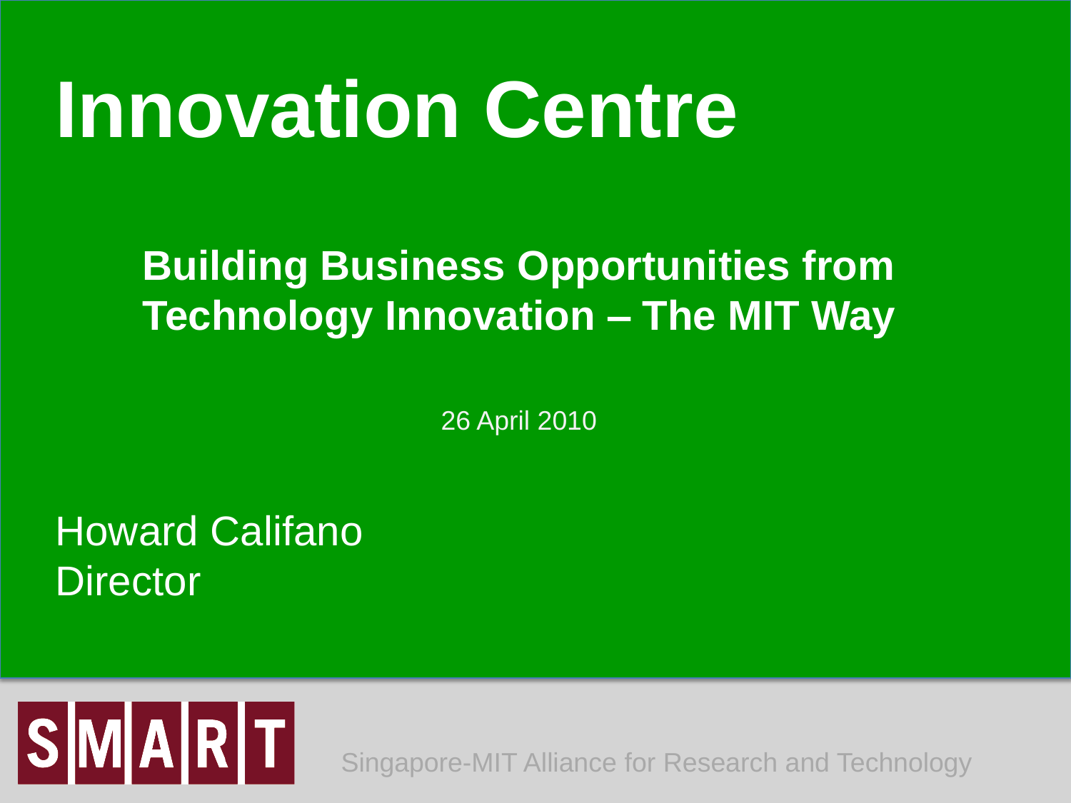# Innovation Centre

## Building Business Opportunities from Technology Innovation – The MIT Way

26 April 2010

Howard Califano
Director

SMART

Singapore-MIT Alliance for Research and Technology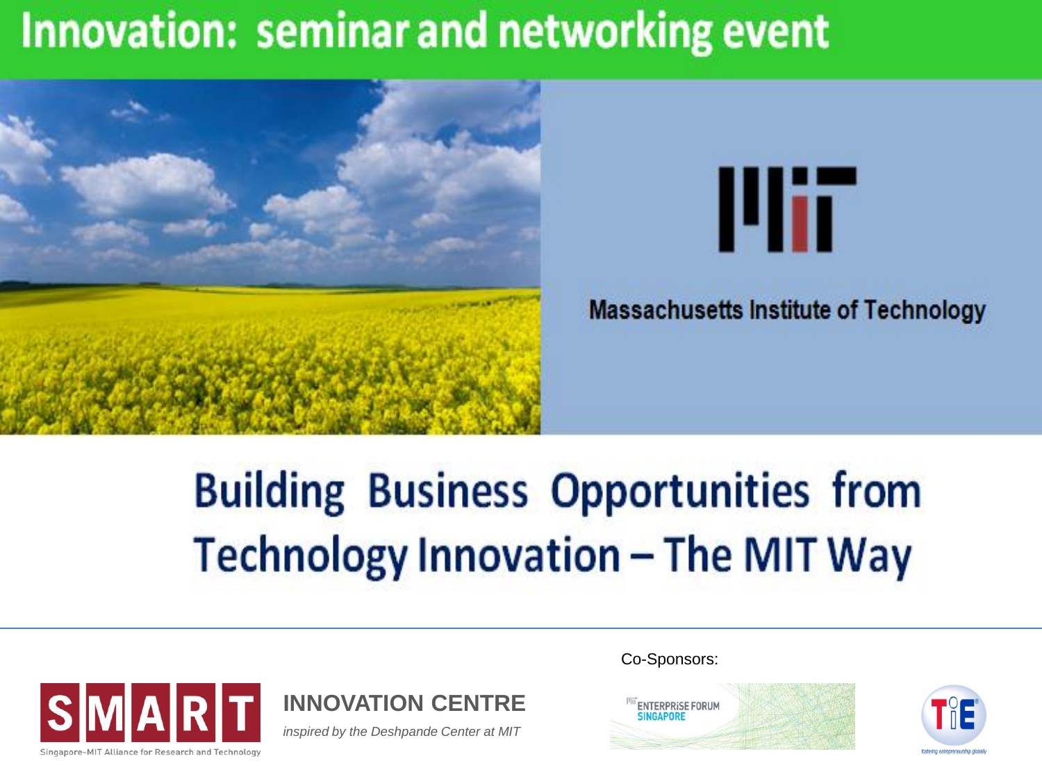# Innovation: seminar and networking event

Massachusetts Institute of Technology

## Building Business Opportunities from Technology Innovation – The MIT Way

SMART — Singapore-MIT Alliance for Research and Technology

**INNOVATION CENTRE**

*inspired by the Deshpande Center at MIT*

Co-Sponsors:

MIT ENTERPRISE FORUM SINGAPORE

TiE — fostering entrepreneurship globally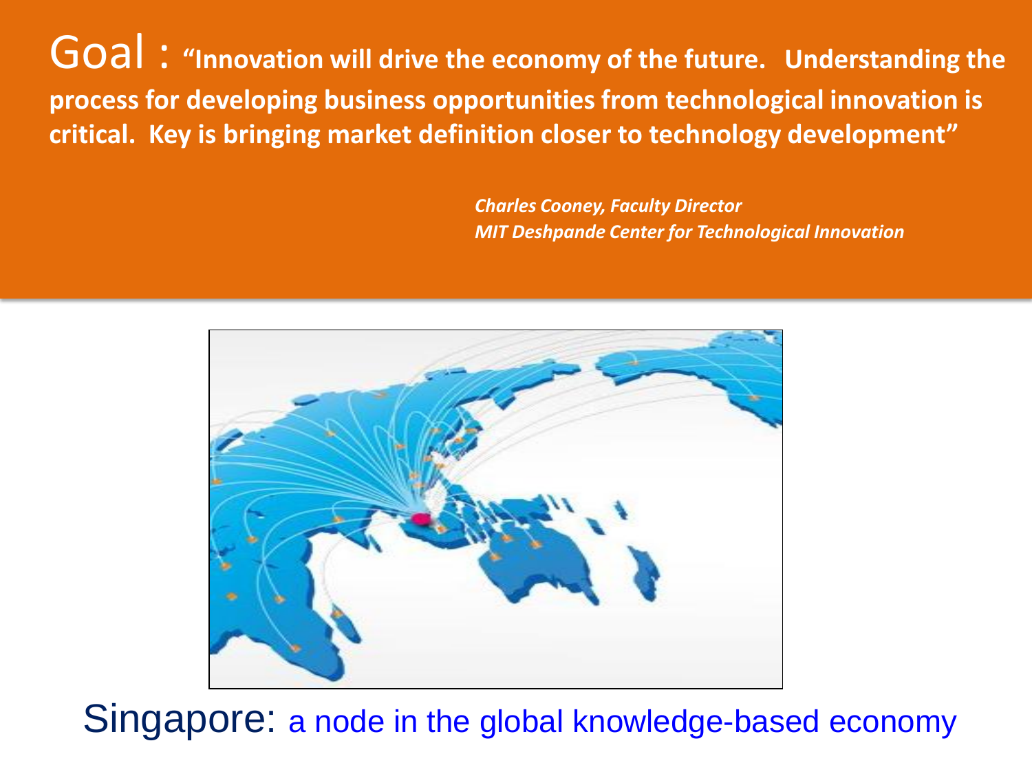Goal : **"Innovation will drive the economy of the future. Understanding the process for developing business opportunities from technological innovation is critical. Key is bringing market definition closer to technology development"**

***Charles Cooney, Faculty Director***
***MIT Deshpande Center for Technological Innovation***

Singapore: a node in the global knowledge-based economy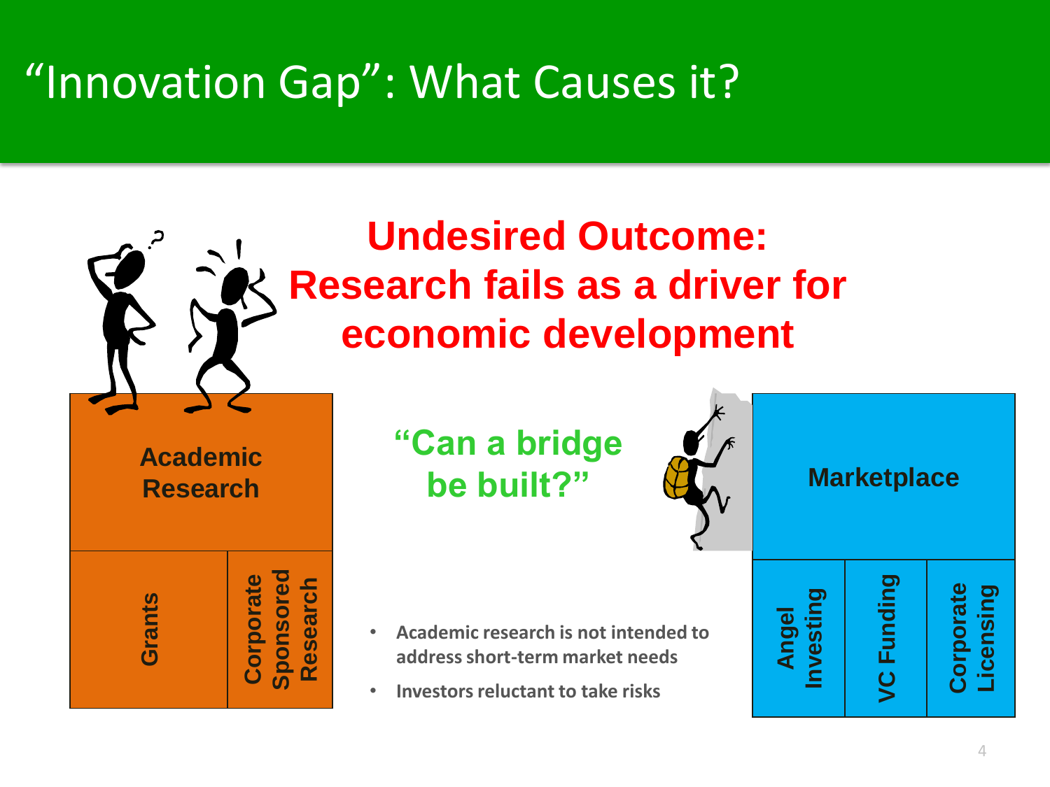# "Innovation Gap": What Causes it?

**Undesired Outcome: Research fails as a driver for economic development**

**Academic Research**

- Grants
- Corporate Sponsored Research

**"Can a bridge be built?"**

**Marketplace**

- Angel Investing
- VC Funding
- Corporate Licensing

- **Academic research is not intended to address short-term market needs**
- **Investors reluctant to take risks**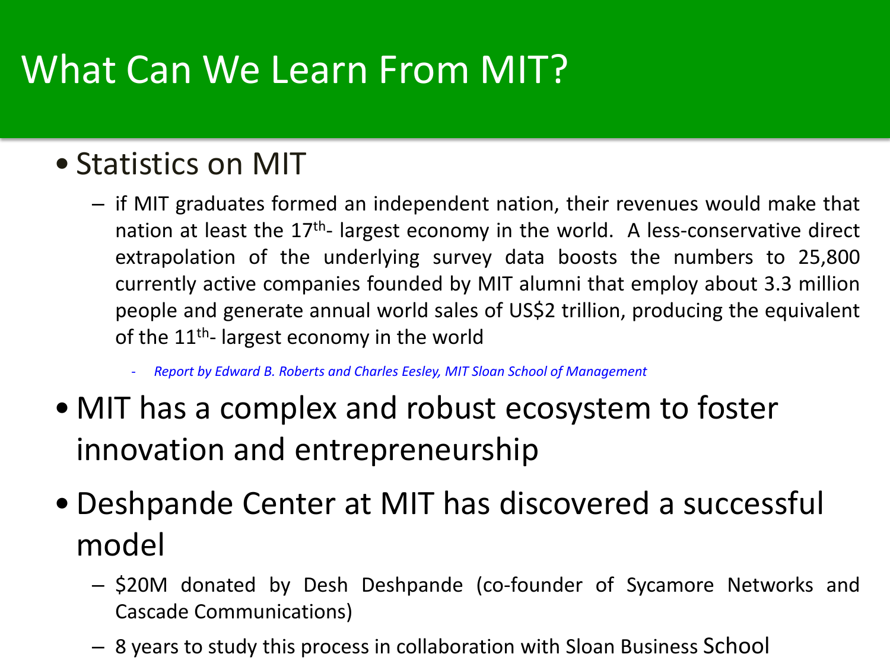# What Can We Learn From MIT?

- Statistics on MIT
  - if MIT graduates formed an independent nation, their revenues would make that nation at least the 17th- largest economy in the world. A less-conservative direct extrapolation of the underlying survey data boosts the numbers to 25,800 currently active companies founded by MIT alumni that employ about 3.3 million people and generate annual world sales of US$2 trillion, producing the equivalent of the 11th- largest economy in the world
    - *Report by Edward B. Roberts and Charles Eesley, MIT Sloan School of Management*
- MIT has a complex and robust ecosystem to foster innovation and entrepreneurship
- Deshpande Center at MIT has discovered a successful model
  - $20M donated by Desh Deshpande (co-founder of Sycamore Networks and Cascade Communications)
  - 8 years to study this process in collaboration with Sloan Business School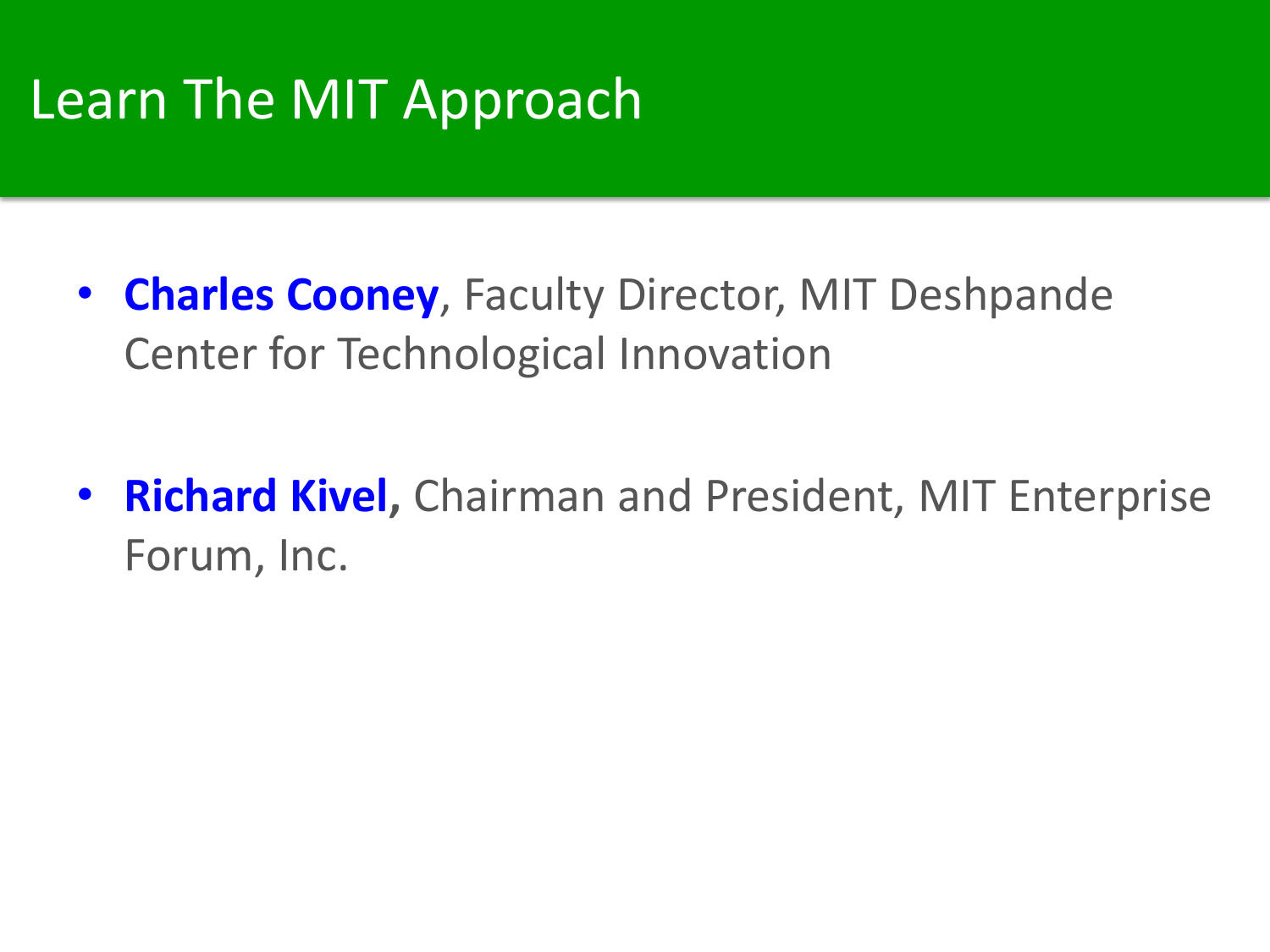# Learn The MIT Approach

- **Charles Cooney**, Faculty Director, MIT Deshpande Center for Technological Innovation
- **Richard Kivel,** Chairman and President, MIT Enterprise Forum, Inc.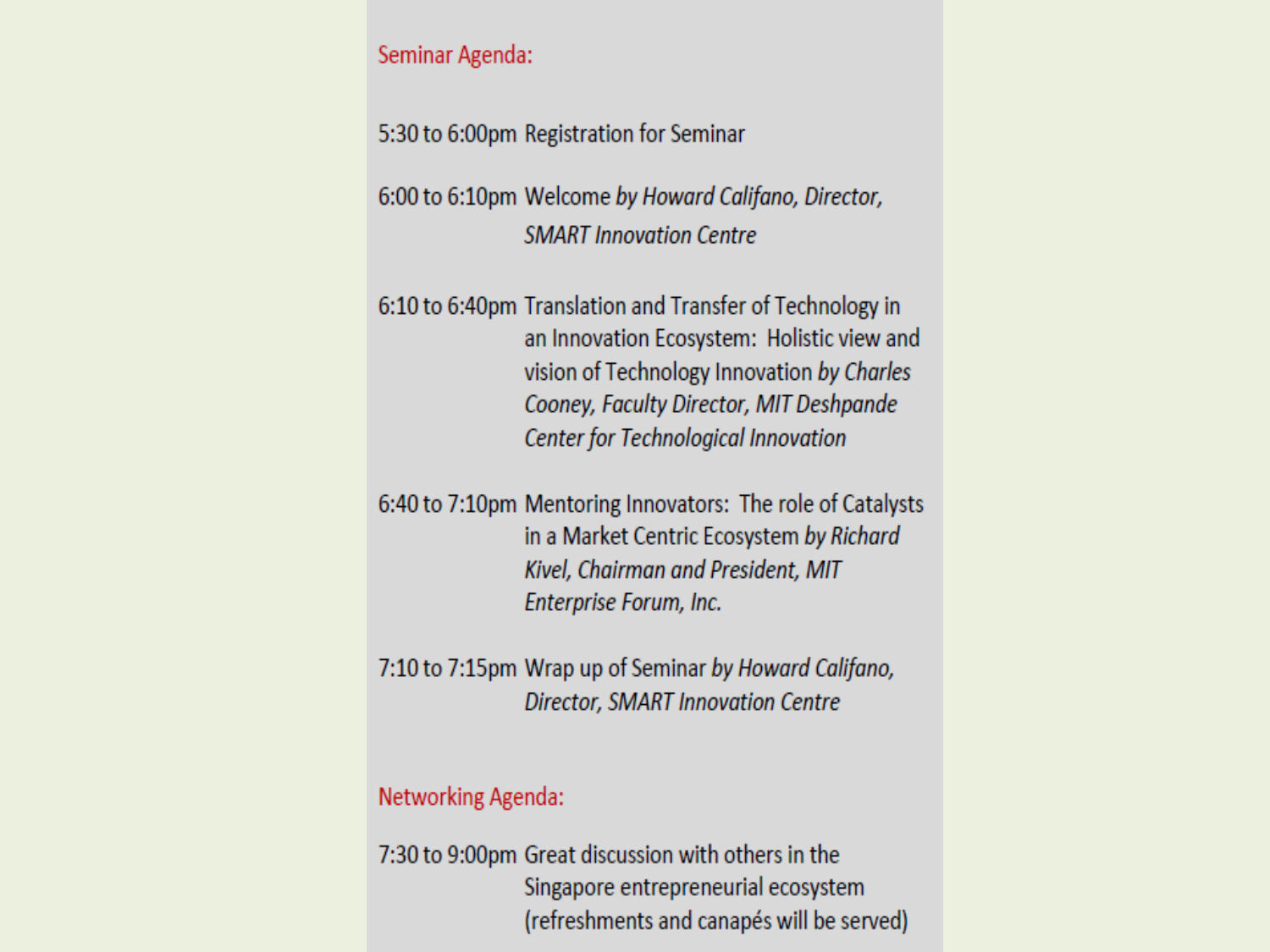## Seminar Agenda:

5:30 to 6:00pm Registration for Seminar

6:00 to 6:10pm Welcome *by Howard Califano, Director, SMART Innovation Centre*

6:10 to 6:40pm Translation and Transfer of Technology in an Innovation Ecosystem: Holistic view and vision of Technology Innovation *by Charles Cooney, Faculty Director, MIT Deshpande Center for Technological Innovation*

6:40 to 7:10pm Mentoring Innovators: The role of Catalysts in a Market Centric Ecosystem *by Richard Kivel, Chairman and President, MIT Enterprise Forum, Inc.*

7:10 to 7:15pm Wrap up of Seminar *by Howard Califano, Director, SMART Innovation Centre*

## Networking Agenda:

7:30 to 9:00pm Great discussion with others in the Singapore entrepreneurial ecosystem (refreshments and canapés will be served)